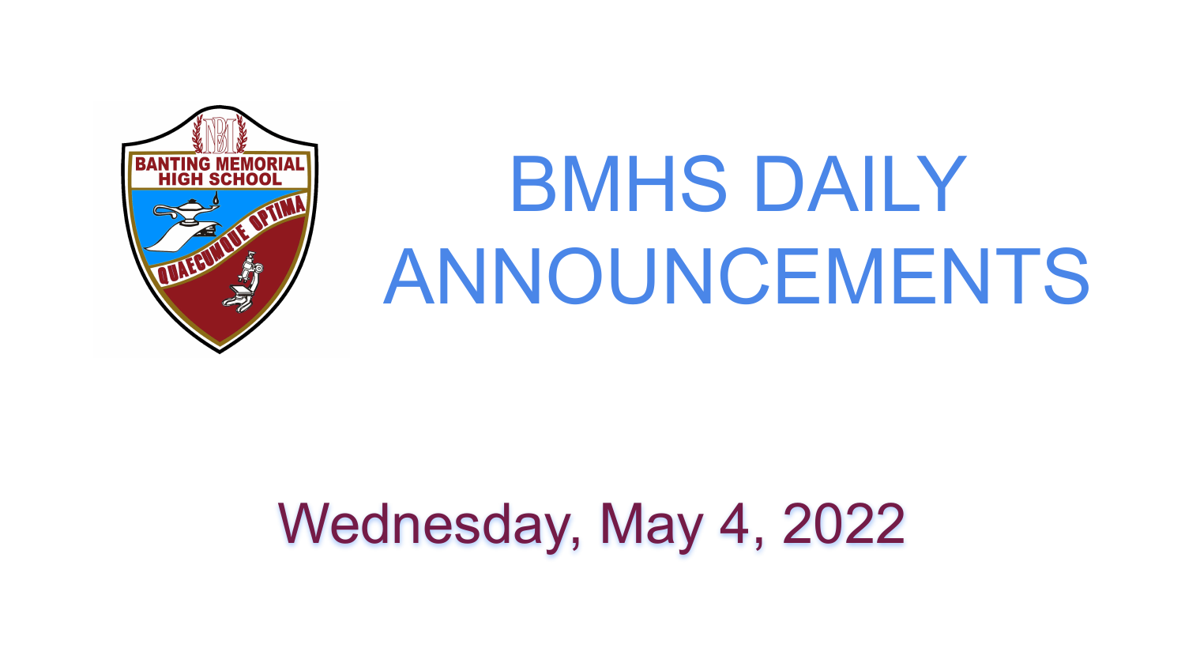# BMHS DAILY ANNOUNCEMENTS

## Wednesday, May 4, 2022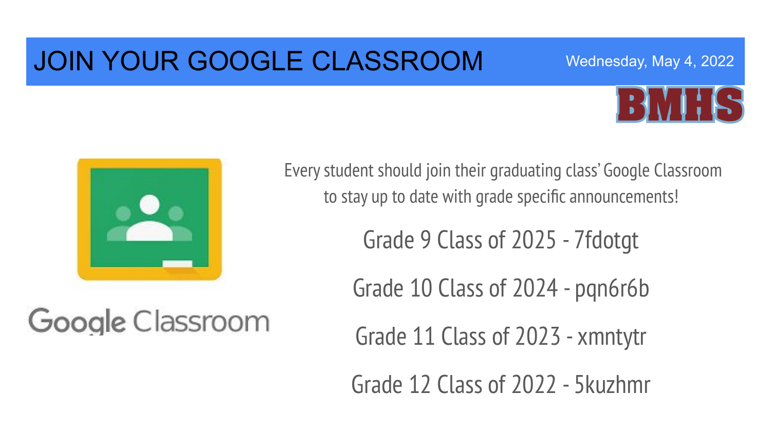# JOIN YOUR GOOGLE CLASSROOM

Wednesday, May 4, 2022

BMHS

Google Classroom

Every student should join their graduating class' Google Classroom to stay up to date with grade specific announcements!

Grade 9 Class of 2025 - 7fdotgt

Grade 10 Class of 2024 - pqn6r6b

Grade 11 Class of 2023 - xmntytr

Grade 12 Class of 2022 - 5kuzhmr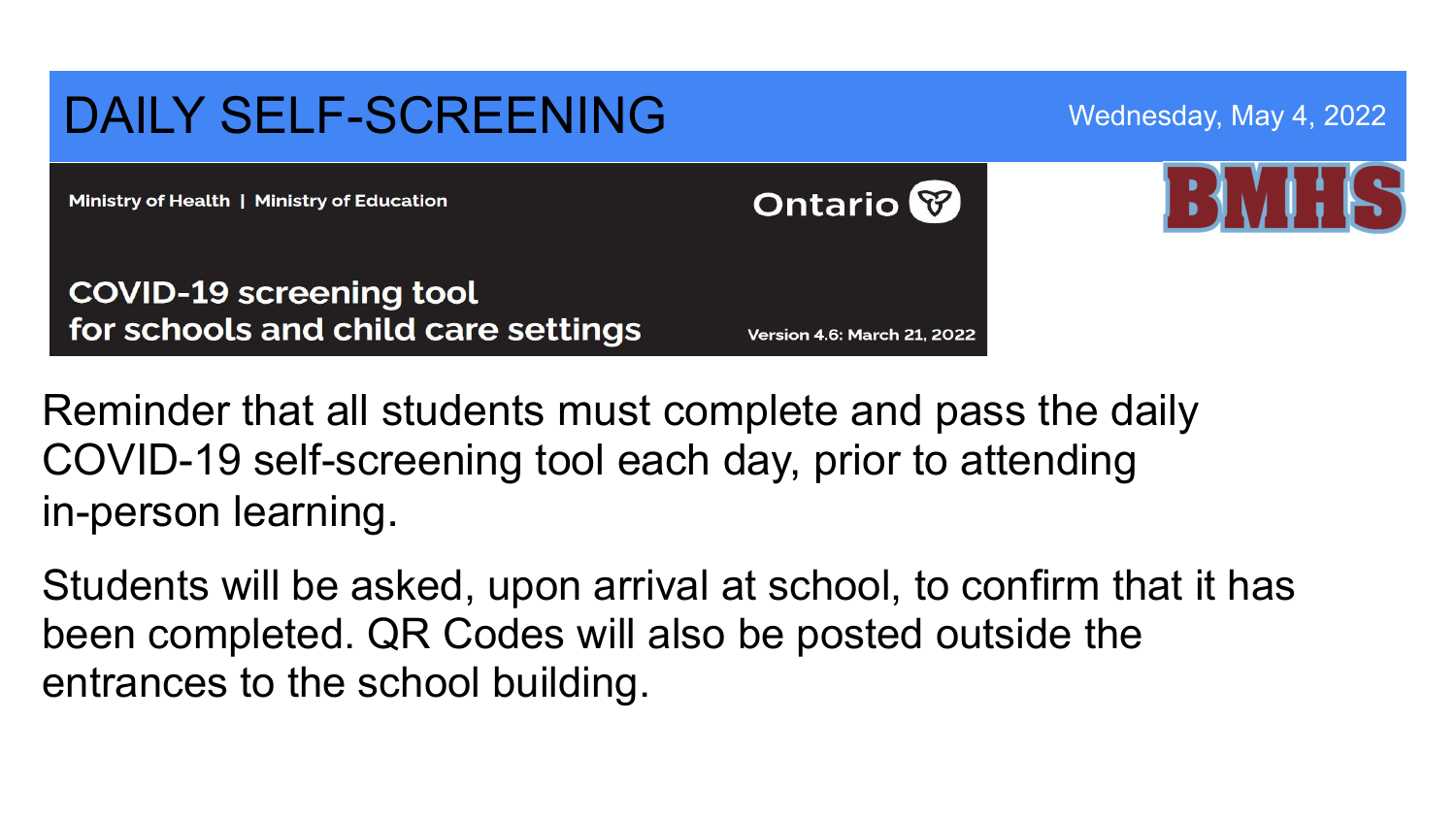# DAILY SELF-SCREENING

Wednesday, May 4, 2022

Ministry of Health | Ministry of Education

Ontario

**COVID-19 screening tool for schools and child care settings**

Version 4.6: March 21, 2022

BMHS

Reminder that all students must complete and pass the daily COVID-19 self-screening tool each day, prior to attending in-person learning.

Students will be asked, upon arrival at school, to confirm that it has been completed. QR Codes will also be posted outside the entrances to the school building.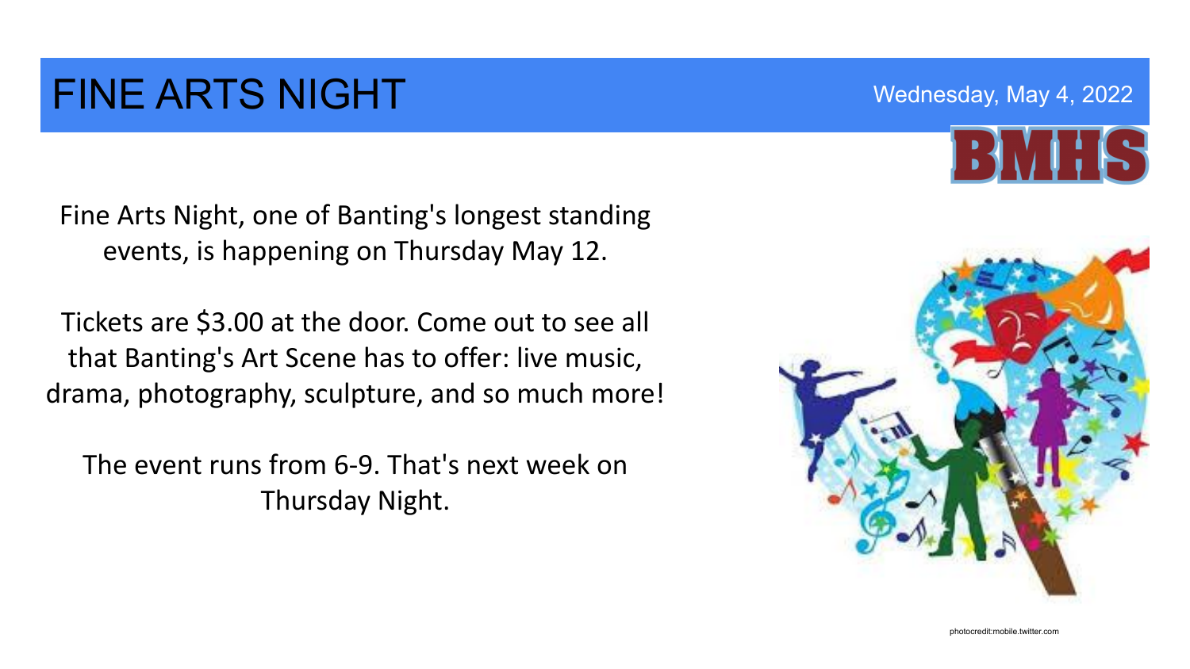# FINE ARTS NIGHT

Wednesday, May 4, 2022

BMHS

Fine Arts Night, one of Banting's longest standing events, is happening on Thursday May 12.

Tickets are $3.00 at the door. Come out to see all that Banting's Art Scene has to offer: live music, drama, photography, sculpture, and so much more!

The event runs from 6-9. That's next week on Thursday Night.

photocredit:mobile.twitter.com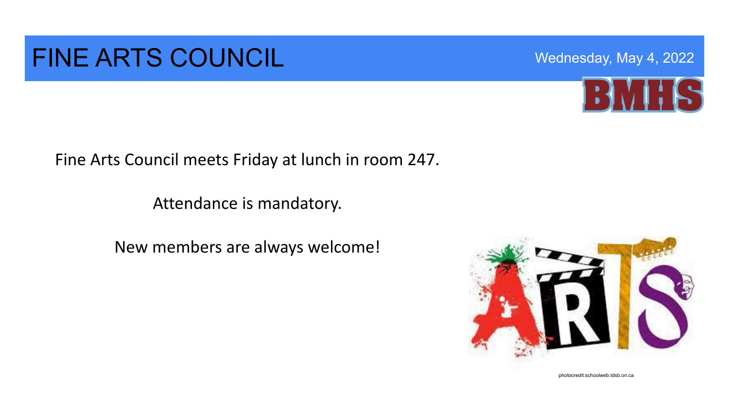# FINE ARTS COUNCIL

Wednesday, May 4, 2022

Fine Arts Council meets Friday at lunch in room 247.

Attendance is mandatory.

New members are always welcome!

photocredit:schoolweb.tdsb.on.ca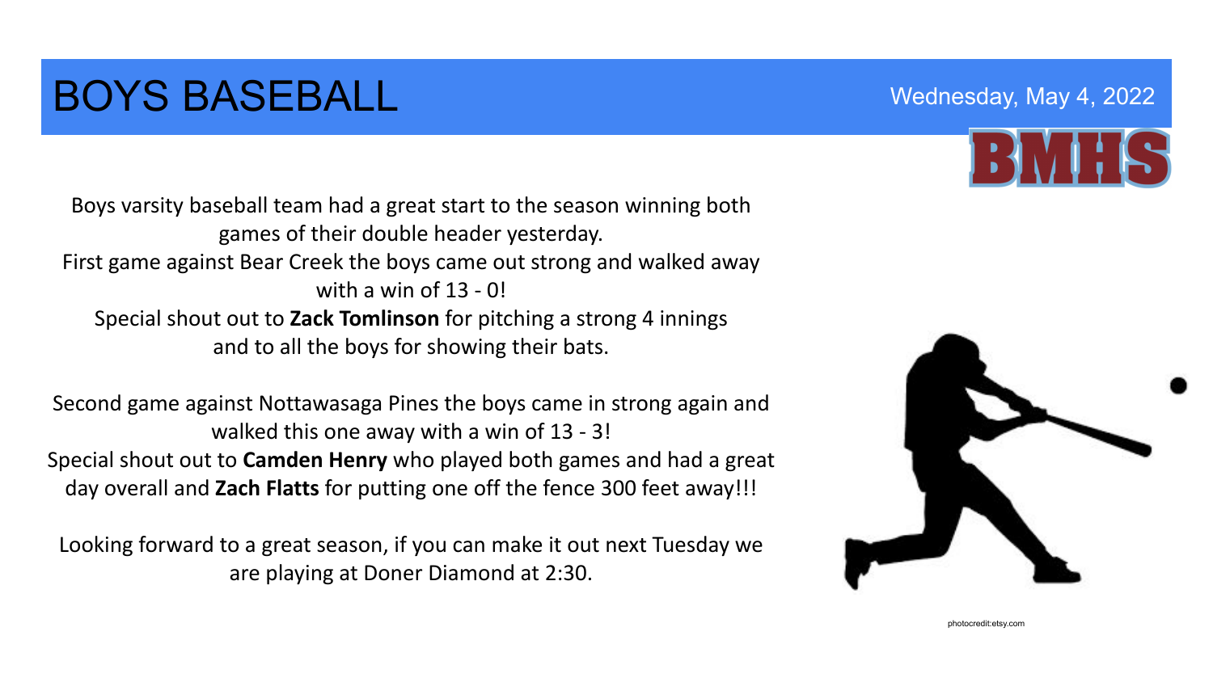# BOYS BASEBALL

Wednesday, May 4, 2022

BMHS

Boys varsity baseball team had a great start to the season winning both games of their double header yesterday.
First game against Bear Creek the boys came out strong and walked away with a win of 13 - 0!
Special shout out to **Zack Tomlinson** for pitching a strong 4 innings and to all the boys for showing their bats.

Second game against Nottawasaga Pines the boys came in strong again and walked this one away with a win of 13 - 3!
Special shout out to **Camden Henry** who played both games and had a great day overall and **Zach Flatts** for putting one off the fence 300 feet away!!!

Looking forward to a great season, if you can make it out next Tuesday we are playing at Doner Diamond at 2:30.

photocredit:etsy.com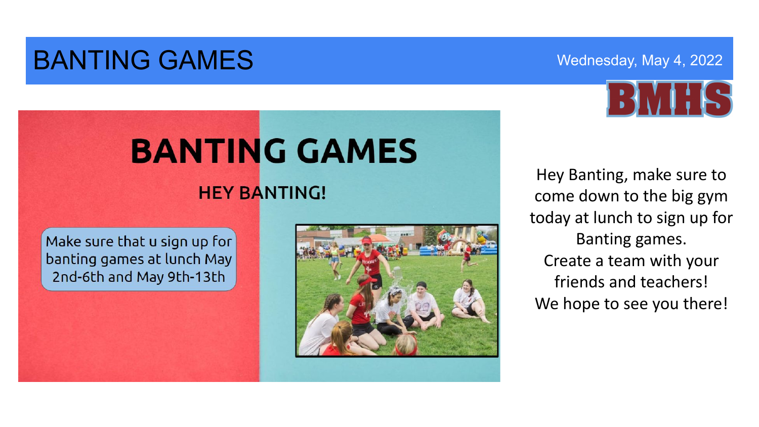# BANTING GAMES

Wednesday, May 4, 2022

BMHS

## BANTING GAMES

### HEY BANTING!

Make sure that u sign up for banting games at lunch May 2nd-6th and May 9th-13th

Hey Banting, make sure to come down to the big gym today at lunch to sign up for Banting games.
Create a team with your friends and teachers!
We hope to see you there!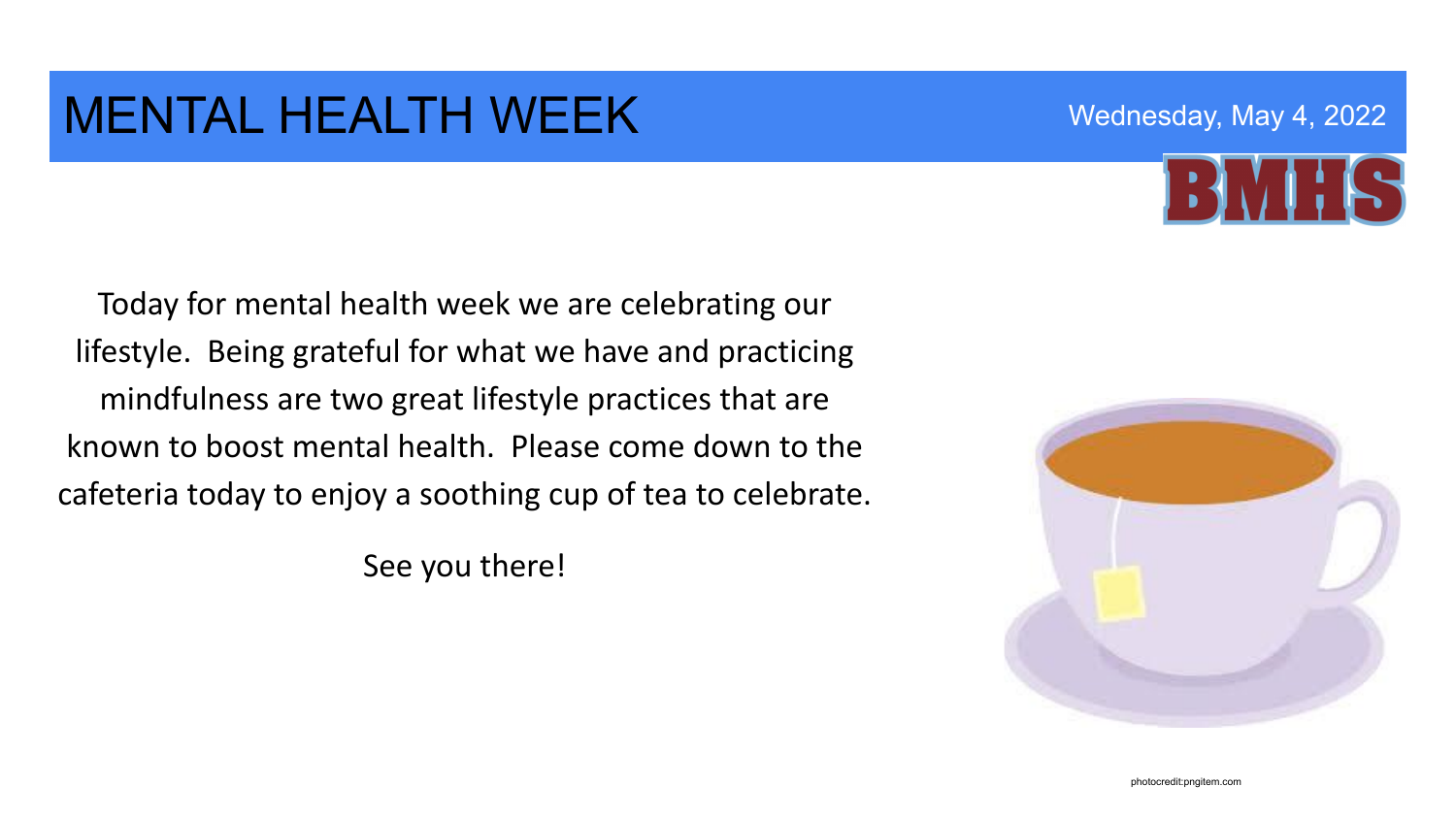# MENTAL HEALTH WEEK

Wednesday, May 4, 2022

BMHS

Today for mental health week we are celebrating our lifestyle.  Being grateful for what we have and practicing mindfulness are two great lifestyle practices that are known to boost mental health.  Please come down to the cafeteria today to enjoy a soothing cup of tea to celebrate.

See you there!

photocredit:pngitem.com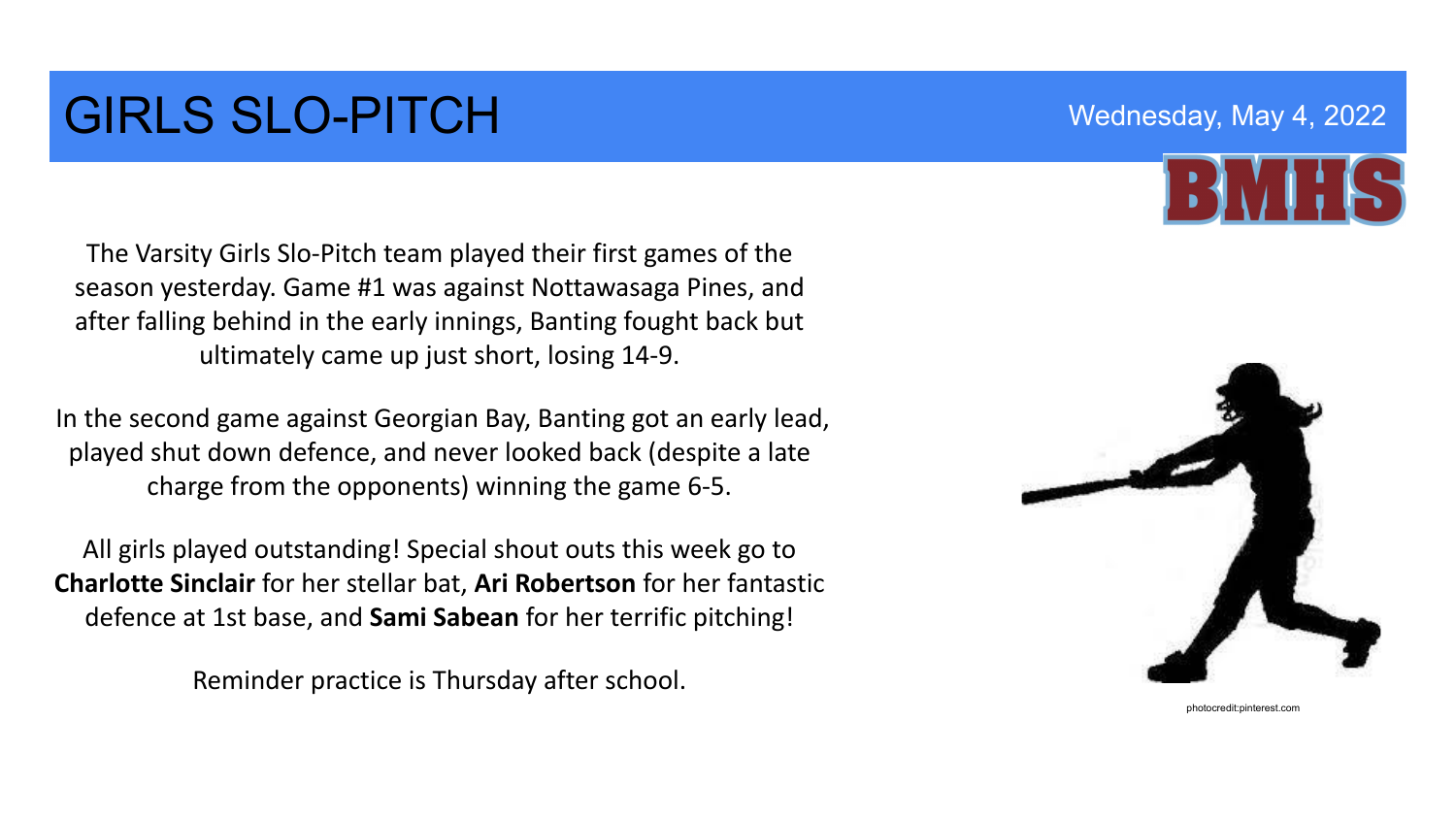# GIRLS SLO-PITCH

Wednesday, May 4, 2022

BMHS

The Varsity Girls Slo-Pitch team played their first games of the season yesterday. Game #1 was against Nottawasaga Pines, and after falling behind in the early innings, Banting fought back but ultimately came up just short, losing 14-9.

In the second game against Georgian Bay, Banting got an early lead, played shut down defence, and never looked back (despite a late charge from the opponents) winning the game 6-5.

All girls played outstanding! Special shout outs this week go to **Charlotte Sinclair** for her stellar bat, **Ari Robertson** for her fantastic defence at 1st base, and **Sami Sabean** for her terrific pitching!

Reminder practice is Thursday after school.

photocredit:pinterest.com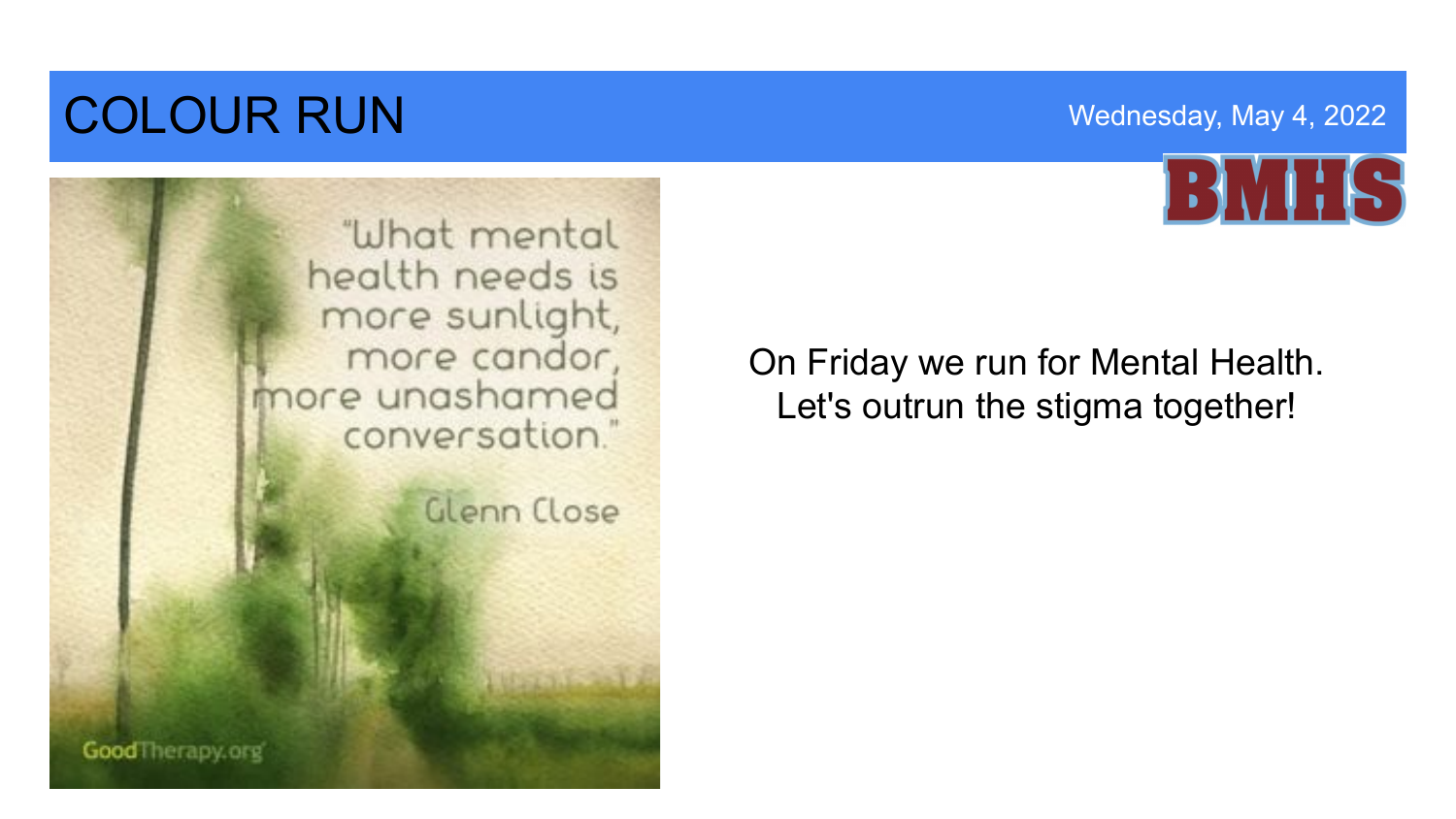# COLOUR RUN

Wednesday, May 4, 2022

BMHS

"What mental health needs is more sunlight, more candor, more unashamed conversation."

Glenn Close

GoodTherapy.org

On Friday we run for Mental Health.
Let's outrun the stigma together!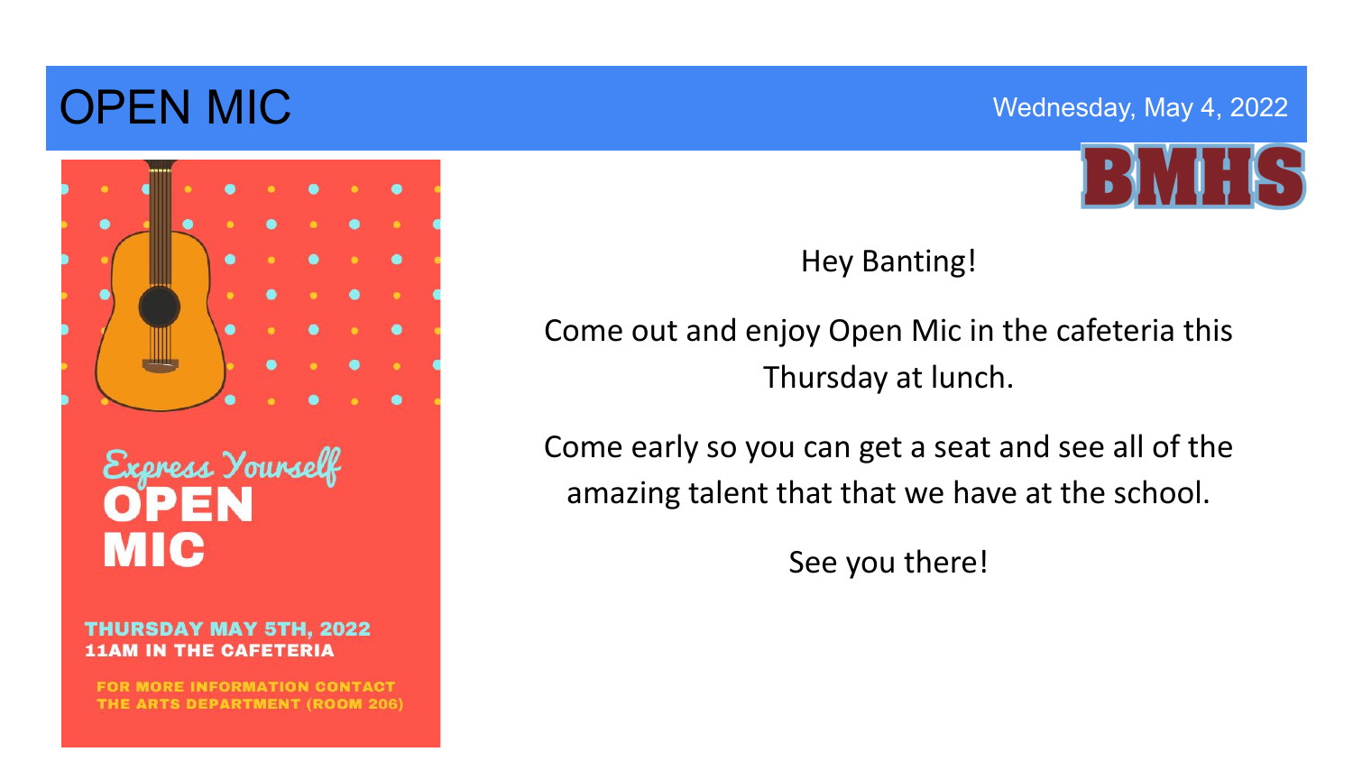# OPEN MIC

Wednesday, May 4, 2022

BMHS

Express Yourself

**OPEN MIC**

**THURSDAY MAY 5TH, 2022**
**11AM IN THE CAFETERIA**

**FOR MORE INFORMATION CONTACT THE ARTS DEPARTMENT (ROOM 206)**

Hey Banting!

Come out and enjoy Open Mic in the cafeteria this Thursday at lunch.

Come early so you can get a seat and see all of the amazing talent that that we have at the school.

See you there!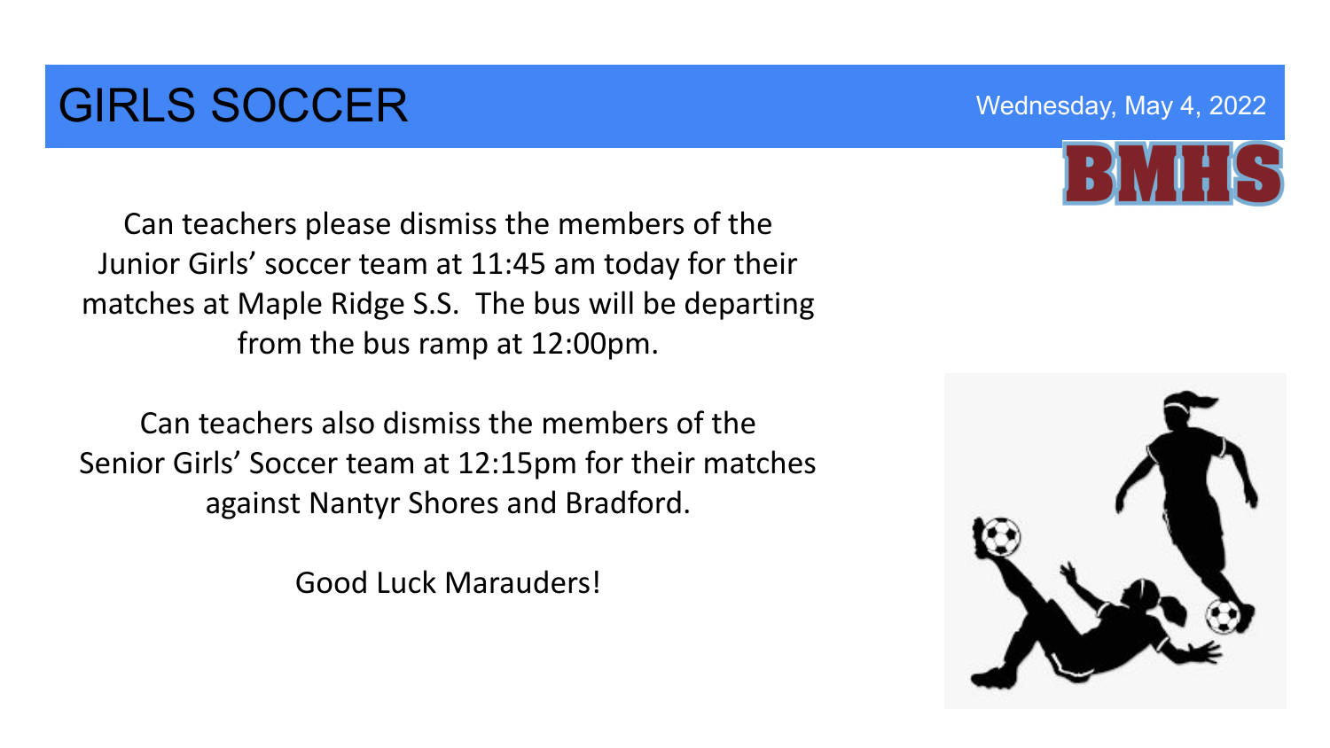# GIRLS SOCCER

Wednesday, May 4, 2022

BMHS

Can teachers please dismiss the members of the Junior Girls' soccer team at 11:45 am today for their matches at Maple Ridge S.S. The bus will be departing from the bus ramp at 12:00pm.

Can teachers also dismiss the members of the Senior Girls' Soccer team at 12:15pm for their matches against Nantyr Shores and Bradford.

Good Luck Marauders!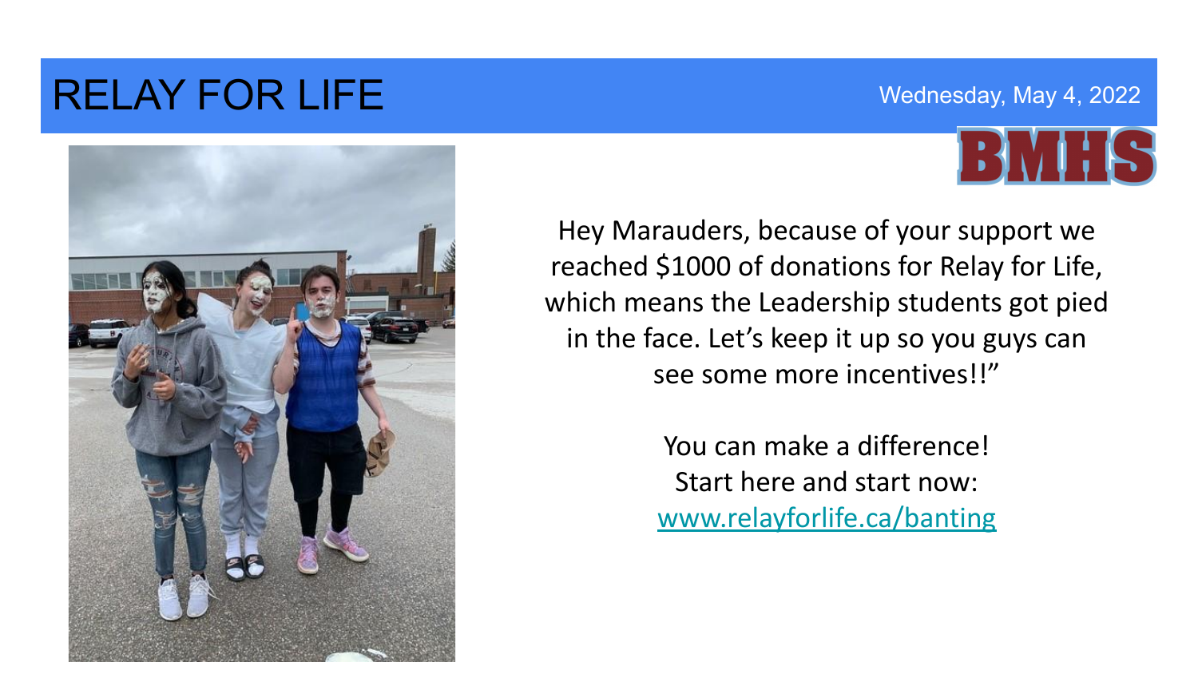# RELAY FOR LIFE

Wednesday, May 4, 2022

BMHS

Hey Marauders, because of your support we reached $1000 of donations for Relay for Life, which means the Leadership students got pied in the face. Let's keep it up so you guys can see some more incentives!!"

You can make a difference!
Start here and start now:
[www.relayforlife.ca/banting](http://www.relayforlife.ca/banting)